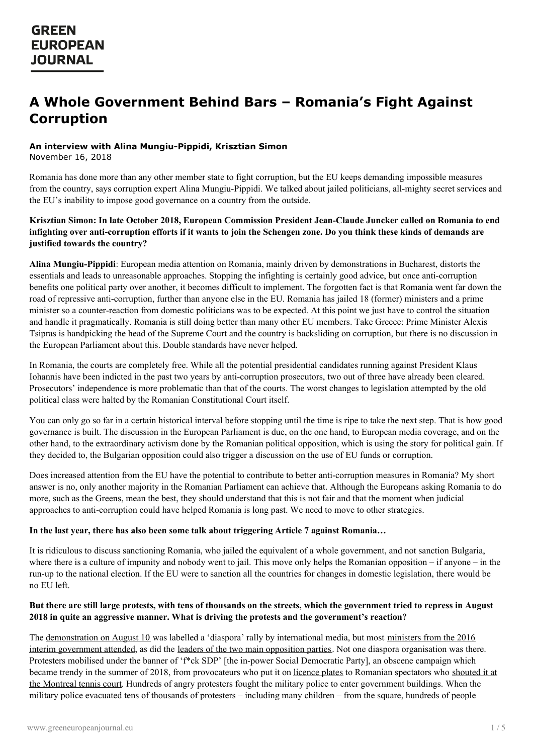GREEN EUROPEAN JOURNAL

# A Whole Government Behind Bars – Romania's Fight Against Corruption

**An interview with Alina Mungiu-Pippidi, Krisztian Simon**
November 16, 2018

Romania has done more than any other member state to fight corruption, but the EU keeps demanding impossible measures from the country, says corruption expert Alina Mungiu-Pippidi. We talked about jailed politicians, all-mighty secret services and the EU's inability to impose good governance on a country from the outside.

**Krisztian Simon: In late October 2018, European Commission President Jean-Claude Juncker called on Romania to end infighting over anti-corruption efforts if it wants to join the Schengen zone. Do you think these kinds of demands are justified towards the country?**

**Alina Mungiu-Pippidi**: European media attention on Romania, mainly driven by demonstrations in Bucharest, distorts the essentials and leads to unreasonable approaches. Stopping the infighting is certainly good advice, but once anti-corruption benefits one political party over another, it becomes difficult to implement. The forgotten fact is that Romania went far down the road of repressive anti-corruption, further than anyone else in the EU. Romania has jailed 18 (former) ministers and a prime minister so a counter-reaction from domestic politicians was to be expected. At this point we just have to control the situation and handle it pragmatically. Romania is still doing better than many other EU members. Take Greece: Prime Minister Alexis Tsipras is handpicking the head of the Supreme Court and the country is backsliding on corruption, but there is no discussion in the European Parliament about this. Double standards have never helped.

In Romania, the courts are completely free. While all the potential presidential candidates running against President Klaus Iohannis have been indicted in the past two years by anti-corruption prosecutors, two out of three have already been cleared. Prosecutors' independence is more problematic than that of the courts. The worst changes to legislation attempted by the old political class were halted by the Romanian Constitutional Court itself.

You can only go so far in a certain historical interval before stopping until the time is ripe to take the next step. That is how good governance is built. The discussion in the European Parliament is due, on the one hand, to European media coverage, and on the other hand, to the extraordinary activism done by the Romanian political opposition, which is using the story for political gain. If they decided to, the Bulgarian opposition could also trigger a discussion on the use of EU funds or corruption.

Does increased attention from the EU have the potential to contribute to better anti-corruption measures in Romania? My short answer is no, only another majority in the Romanian Parliament can achieve that. Although the Europeans asking Romania to do more, such as the Greens, mean the best, they should understand that this is not fair and that the moment when judicial approaches to anti-corruption could have helped Romania is long past. We need to move to other strategies.

**In the last year, there has also been some talk about triggering Article 7 against Romania…**

It is ridiculous to discuss sanctioning Romania, who jailed the equivalent of a whole government, and not sanction Bulgaria, where there is a culture of impunity and nobody went to jail. This move only helps the Romanian opposition – if anyone – in the run-up to the national election. If the EU were to sanction all the countries for changes in domestic legislation, there would be no EU left.

**But there are still large protests, with tens of thousands on the streets, which the government tried to repress in August 2018 in quite an aggressive manner. What is driving the protests and the government's reaction?**

The demonstration on August 10 was labelled a 'diaspora' rally by international media, but most ministers from the 2016 interim government attended, as did the leaders of the two main opposition parties. Not one diaspora organisation was there. Protesters mobilised under the banner of 'f*ck SDP' [the in-power Social Democratic Party], an obscene campaign which became trendy in the summer of 2018, from provocateurs who put it on licence plates to Romanian spectators who shouted it at the Montreal tennis court. Hundreds of angry protesters fought the military police to enter government buildings. When the military police evacuated tens of thousands of protesters – including many children – from the square, hundreds of people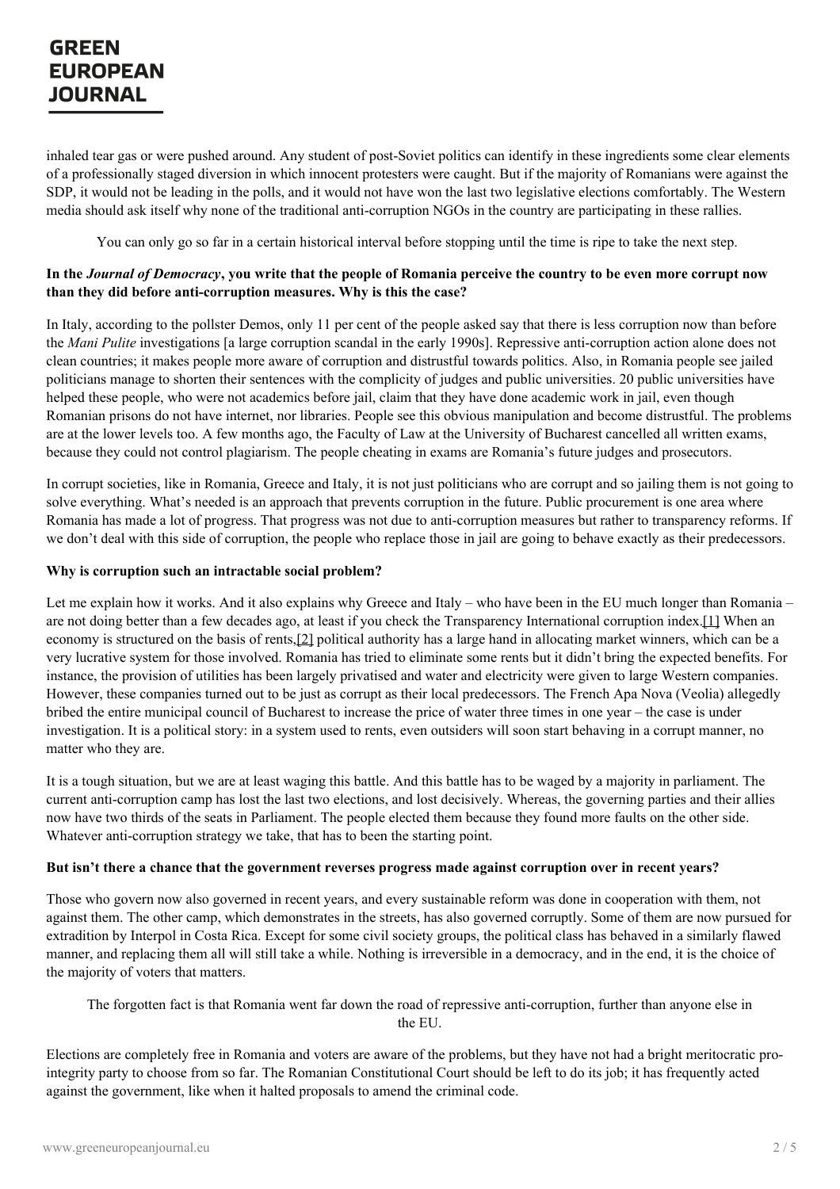inhaled tear gas or were pushed around. Any student of post-Soviet politics can identify in these ingredients some clear elements of a professionally staged diversion in which innocent protesters were caught. But if the majority of Romanians were against the SDP, it would not be leading in the polls, and it would not have won the last two legislative elections comfortably. The Western media should ask itself why none of the traditional anti-corruption NGOs in the country are participating in these rallies.

> You can only go so far in a certain historical interval before stopping until the time is ripe to take the next step.

**In the *Journal of Democracy*, you write that the people of Romania perceive the country to be even more corrupt now than they did before anti-corruption measures. Why is this the case?**

In Italy, according to the pollster Demos, only 11 per cent of the people asked say that there is less corruption now than before the *Mani Pulite* investigations [a large corruption scandal in the early 1990s]. Repressive anti-corruption action alone does not clean countries; it makes people more aware of corruption and distrustful towards politics. Also, in Romania people see jailed politicians manage to shorten their sentences with the complicity of judges and public universities. 20 public universities have helped these people, who were not academics before jail, claim that they have done academic work in jail, even though Romanian prisons do not have internet, nor libraries. People see this obvious manipulation and become distrustful. The problems are at the lower levels too. A few months ago, the Faculty of Law at the University of Bucharest cancelled all written exams, because they could not control plagiarism. The people cheating in exams are Romania's future judges and prosecutors.

In corrupt societies, like in Romania, Greece and Italy, it is not just politicians who are corrupt and so jailing them is not going to solve everything. What's needed is an approach that prevents corruption in the future. Public procurement is one area where Romania has made a lot of progress. That progress was not due to anti-corruption measures but rather to transparency reforms. If we don't deal with this side of corruption, the people who replace those in jail are going to behave exactly as their predecessors.

**Why is corruption such an intractable social problem?**

Let me explain how it works. And it also explains why Greece and Italy – who have been in the EU much longer than Romania – are not doing better than a few decades ago, at least if you check the Transparency International corruption index.[1] When an economy is structured on the basis of rents,[2] political authority has a large hand in allocating market winners, which can be a very lucrative system for those involved. Romania has tried to eliminate some rents but it didn't bring the expected benefits. For instance, the provision of utilities has been largely privatised and water and electricity were given to large Western companies. However, these companies turned out to be just as corrupt as their local predecessors. The French Apa Nova (Veolia) allegedly bribed the entire municipal council of Bucharest to increase the price of water three times in one year – the case is under investigation. It is a political story: in a system used to rents, even outsiders will soon start behaving in a corrupt manner, no matter who they are.

It is a tough situation, but we are at least waging this battle. And this battle has to be waged by a majority in parliament. The current anti-corruption camp has lost the last two elections, and lost decisively. Whereas, the governing parties and their allies now have two thirds of the seats in Parliament. The people elected them because they found more faults on the other side. Whatever anti-corruption strategy we take, that has to been the starting point.

**But isn't there a chance that the government reverses progress made against corruption over in recent years?**

Those who govern now also governed in recent years, and every sustainable reform was done in cooperation with them, not against them. The other camp, which demonstrates in the streets, has also governed corruptly. Some of them are now pursued for extradition by Interpol in Costa Rica. Except for some civil society groups, the political class has behaved in a similarly flawed manner, and replacing them all will still take a while. Nothing is irreversible in a democracy, and in the end, it is the choice of the majority of voters that matters.

> The forgotten fact is that Romania went far down the road of repressive anti-corruption, further than anyone else in the EU.

Elections are completely free in Romania and voters are aware of the problems, but they have not had a bright meritocratic pro-integrity party to choose from so far. The Romanian Constitutional Court should be left to do its job; it has frequently acted against the government, like when it halted proposals to amend the criminal code.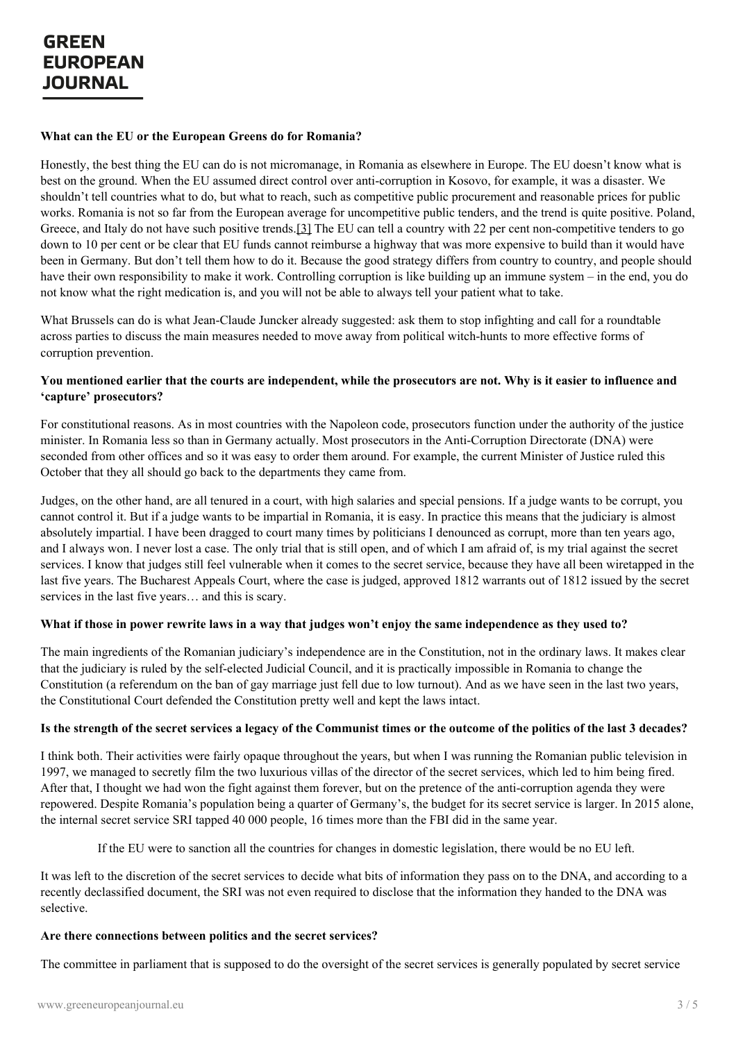**What can the EU or the European Greens do for Romania?**

Honestly, the best thing the EU can do is not micromanage, in Romania as elsewhere in Europe. The EU doesn't know what is best on the ground. When the EU assumed direct control over anti-corruption in Kosovo, for example, it was a disaster. We shouldn't tell countries what to do, but what to reach, such as competitive public procurement and reasonable prices for public works. Romania is not so far from the European average for uncompetitive public tenders, and the trend is quite positive. Poland, Greece, and Italy do not have such positive trends.[3] The EU can tell a country with 22 per cent non-competitive tenders to go down to 10 per cent or be clear that EU funds cannot reimburse a highway that was more expensive to build than it would have been in Germany. But don't tell them how to do it. Because the good strategy differs from country to country, and people should have their own responsibility to make it work. Controlling corruption is like building up an immune system – in the end, you do not know what the right medication is, and you will not be able to always tell your patient what to take.

What Brussels can do is what Jean-Claude Juncker already suggested: ask them to stop infighting and call for a roundtable across parties to discuss the main measures needed to move away from political witch-hunts to more effective forms of corruption prevention.

**You mentioned earlier that the courts are independent, while the prosecutors are not. Why is it easier to influence and 'capture' prosecutors?**

For constitutional reasons. As in most countries with the Napoleon code, prosecutors function under the authority of the justice minister. In Romania less so than in Germany actually. Most prosecutors in the Anti-Corruption Directorate (DNA) were seconded from other offices and so it was easy to order them around. For example, the current Minister of Justice ruled this October that they all should go back to the departments they came from.

Judges, on the other hand, are all tenured in a court, with high salaries and special pensions. If a judge wants to be corrupt, you cannot control it. But if a judge wants to be impartial in Romania, it is easy. In practice this means that the judiciary is almost absolutely impartial. I have been dragged to court many times by politicians I denounced as corrupt, more than ten years ago, and I always won. I never lost a case. The only trial that is still open, and of which I am afraid of, is my trial against the secret services. I know that judges still feel vulnerable when it comes to the secret service, because they have all been wiretapped in the last five years. The Bucharest Appeals Court, where the case is judged, approved 1812 warrants out of 1812 issued by the secret services in the last five years… and this is scary.

**What if those in power rewrite laws in a way that judges won't enjoy the same independence as they used to?**

The main ingredients of the Romanian judiciary's independence are in the Constitution, not in the ordinary laws. It makes clear that the judiciary is ruled by the self-elected Judicial Council, and it is practically impossible in Romania to change the Constitution (a referendum on the ban of gay marriage just fell due to low turnout). And as we have seen in the last two years, the Constitutional Court defended the Constitution pretty well and kept the laws intact.

**Is the strength of the secret services a legacy of the Communist times or the outcome of the politics of the last 3 decades?**

I think both. Their activities were fairly opaque throughout the years, but when I was running the Romanian public television in 1997, we managed to secretly film the two luxurious villas of the director of the secret services, which led to him being fired. After that, I thought we had won the fight against them forever, but on the pretence of the anti-corruption agenda they were repowered. Despite Romania's population being a quarter of Germany's, the budget for its secret service is larger. In 2015 alone, the internal secret service SRI tapped 40 000 people, 16 times more than the FBI did in the same year.

> If the EU were to sanction all the countries for changes in domestic legislation, there would be no EU left.

It was left to the discretion of the secret services to decide what bits of information they pass on to the DNA, and according to a recently declassified document, the SRI was not even required to disclose that the information they handed to the DNA was selective.

**Are there connections between politics and the secret services?**

The committee in parliament that is supposed to do the oversight of the secret services is generally populated by secret service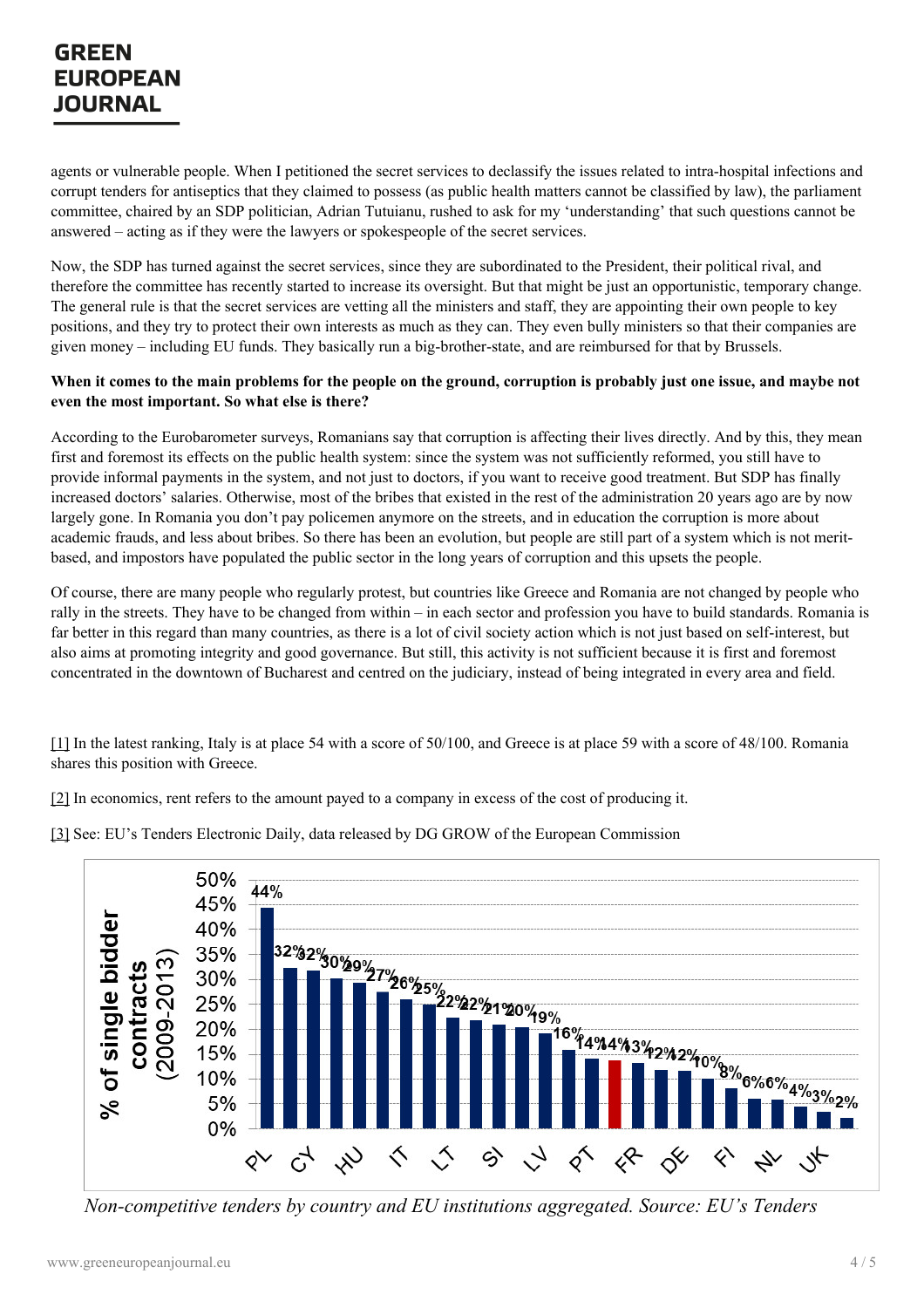agents or vulnerable people. When I petitioned the secret services to declassify the issues related to intra-hospital infections and corrupt tenders for antiseptics that they claimed to possess (as public health matters cannot be classified by law), the parliament committee, chaired by an SDP politician, Adrian Tutuianu, rushed to ask for my 'understanding' that such questions cannot be answered – acting as if they were the lawyers or spokespeople of the secret services.

Now, the SDP has turned against the secret services, since they are subordinated to the President, their political rival, and therefore the committee has recently started to increase its oversight. But that might be just an opportunistic, temporary change. The general rule is that the secret services are vetting all the ministers and staff, they are appointing their own people to key positions, and they try to protect their own interests as much as they can. They even bully ministers so that their companies are given money – including EU funds. They basically run a big-brother-state, and are reimbursed for that by Brussels.

**When it comes to the main problems for the people on the ground, corruption is probably just one issue, and maybe not even the most important. So what else is there?**

According to the Eurobarometer surveys, Romanians say that corruption is affecting their lives directly. And by this, they mean first and foremost its effects on the public health system: since the system was not sufficiently reformed, you still have to provide informal payments in the system, and not just to doctors, if you want to receive good treatment. But SDP has finally increased doctors' salaries. Otherwise, most of the bribes that existed in the rest of the administration 20 years ago are by now largely gone. In Romania you don't pay policemen anymore on the streets, and in education the corruption is more about academic frauds, and less about bribes. So there has been an evolution, but people are still part of a system which is not merit-based, and impostors have populated the public sector in the long years of corruption and this upsets the people.

Of course, there are many people who regularly protest, but countries like Greece and Romania are not changed by people who rally in the streets. They have to be changed from within – in each sector and profession you have to build standards. Romania is far better in this regard than many countries, as there is a lot of civil society action which is not just based on self-interest, but also aims at promoting integrity and good governance. But still, this activity is not sufficient because it is first and foremost concentrated in the downtown of Bucharest and centred on the judiciary, instead of being integrated in every area and field.

[1] In the latest ranking, Italy is at place 54 with a score of 50/100, and Greece is at place 59 with a score of 48/100. Romania shares this position with Greece.

[2] In economics, rent refers to the amount payed to a company in excess of the cost of producing it.

[3] See: EU's Tenders Electronic Daily, data released by DG GROW of the European Commission

*Non-competitive tenders by country and EU institutions aggregated. Source: EU's Tenders*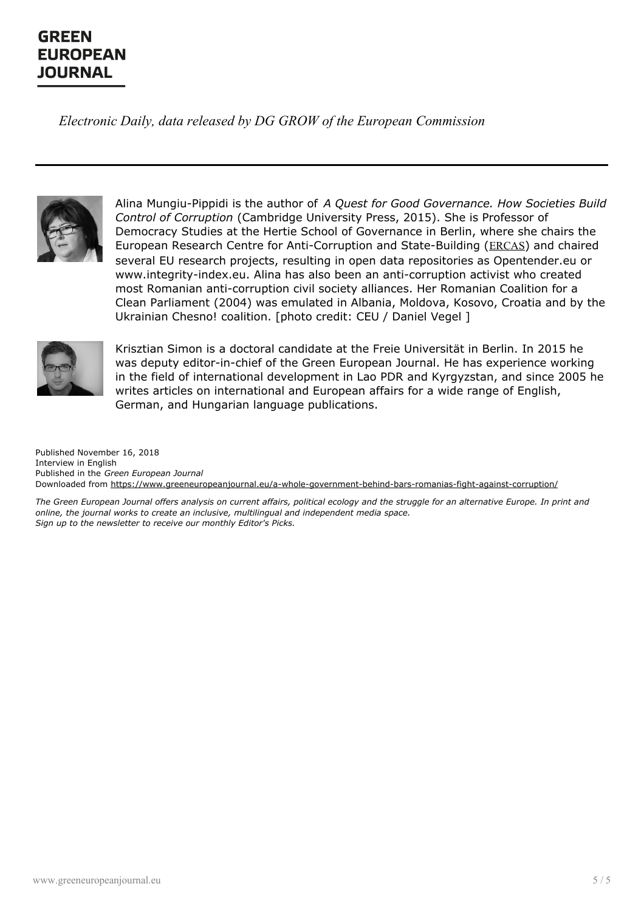*Electronic Daily, data released by DG GROW of the European Commission*

---

Alina Mungiu-Pippidi is the author of *A Quest for Good Governance. How Societies Build Control of Corruption* (Cambridge University Press, 2015). She is Professor of Democracy Studies at the Hertie School of Governance in Berlin, where she chairs the European Research Centre for Anti-Corruption and State-Building (ERCAS) and chaired several EU research projects, resulting in open data repositories as Opentender.eu or www.integrity-index.eu. Alina has also been an anti-corruption activist who created most Romanian anti-corruption civil society alliances. Her Romanian Coalition for a Clean Parliament (2004) was emulated in Albania, Moldova, Kosovo, Croatia and by the Ukrainian Chesno! coalition. [photo credit: CEU / Daniel Vegel ]

Krisztian Simon is a doctoral candidate at the Freie Universität in Berlin. In 2015 he was deputy editor-in-chief of the Green European Journal. He has experience working in the field of international development in Lao PDR and Kyrgyzstan, and since 2005 he writes articles on international and European affairs for a wide range of English, German, and Hungarian language publications.

Published November 16, 2018
Interview in English
Published in the *Green European Journal*
Downloaded from https://www.greeneuropeanjournal.eu/a-whole-government-behind-bars-romanias-fight-against-corruption/

*The Green European Journal offers analysis on current affairs, political ecology and the struggle for an alternative Europe. In print and online, the journal works to create an inclusive, multilingual and independent media space.*
*Sign up to the newsletter to receive our monthly Editor's Picks.*